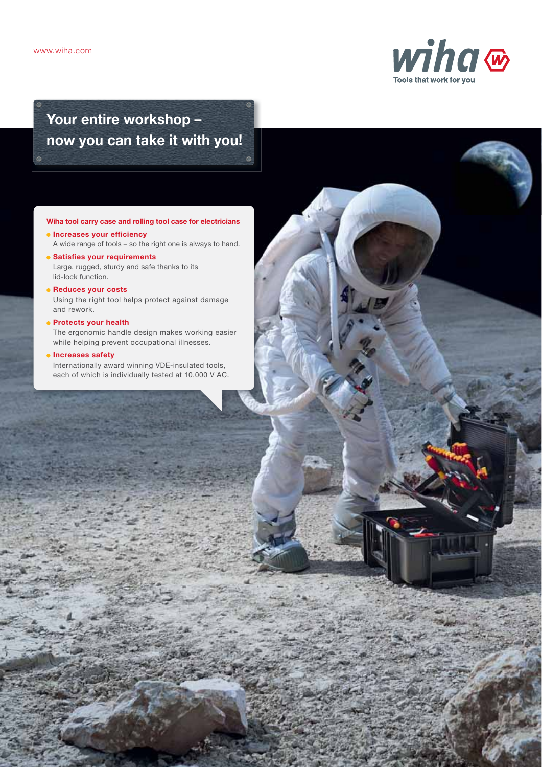www.wiha.com

wiha

Tools that work for you

# Your entire workshop – now you can take it with you!

**Wiha tool carry case and rolling tool case for electricians**

- **Increases your efficiency**
  A wide range of tools – so the right one is always to hand.
- **Satisfies your requirements**
  Large, rugged, sturdy and safe thanks to its lid-lock function.
- **Reduces your costs**
  Using the right tool helps protect against damage and rework.
- **Protects your health**
  The ergonomic handle design makes working easier while helping prevent occupational illnesses.
- **Increases safety**
  Internationally award winning VDE-insulated tools, each of which is individually tested at 10,000 V AC.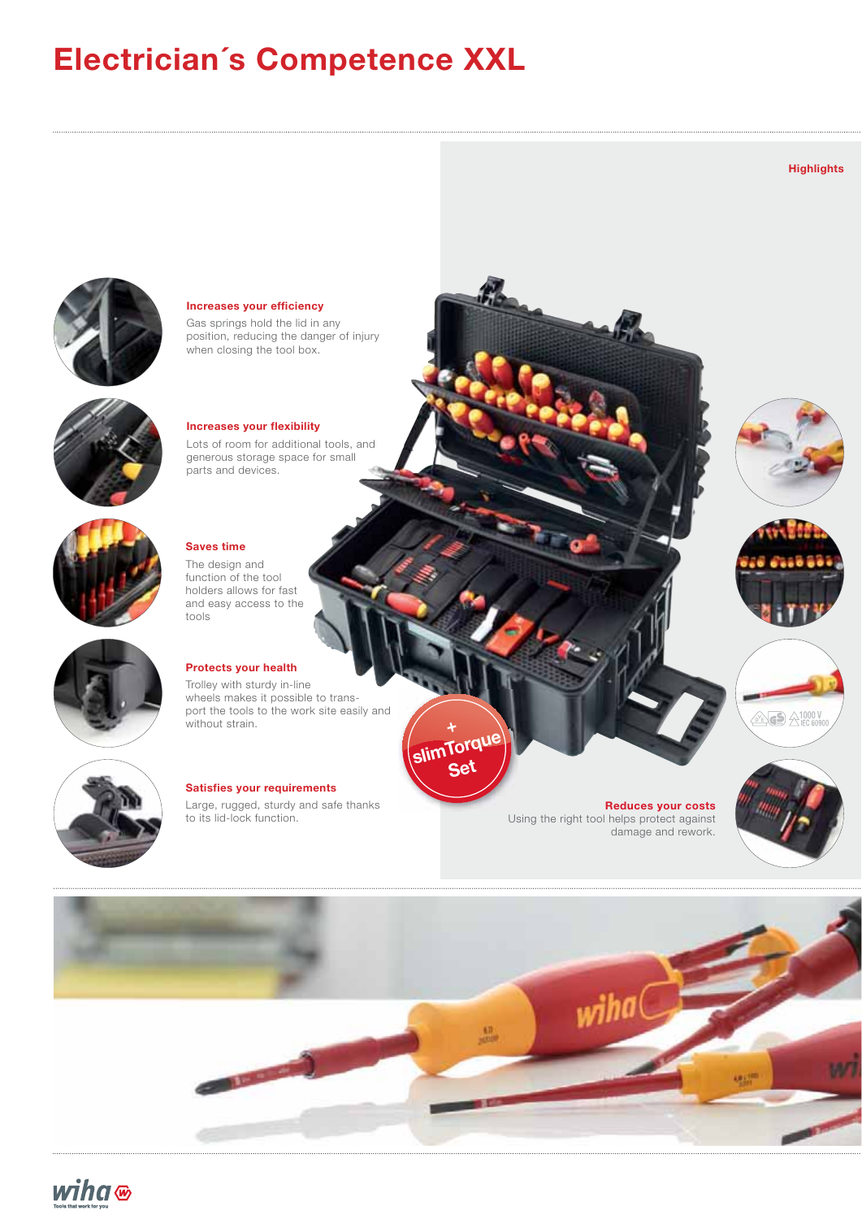# Electrician´s Competence XXL

Highlights

**Increases your efficiency**
Gas springs hold the lid in any position, reducing the danger of injury when closing the tool box.

**Increases your flexibility**
Lots of room for additional tools, and generous storage space for small parts and devices.

**Saves time**
The design and function of the tool holders allows for fast and easy access to the tools

**Protects your health**
Trolley with sturdy in-line wheels makes it possible to transport the tools to the work site easily and without strain.

**Satisfies your requirements**
Large, rugged, sturdy and safe thanks to its lid-lock function.

+ slimTorque Set

**Reduces your costs**
Using the right tool helps protect against damage and rework.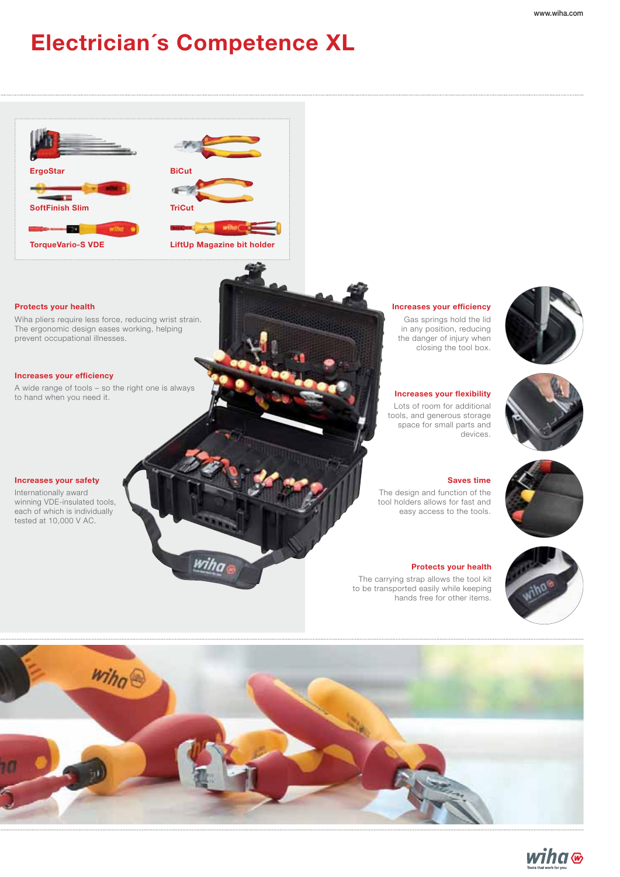# Electrician´s Competence XL

ErgoStar

BiCut

SoftFinish Slim

TriCut

TorqueVario-S VDE

LiftUp Magazine bit holder

**Protects your health**

Wiha pliers require less force, reducing wrist strain. The ergonomic design eases working, helping prevent occupational illnesses.

**Increases your efficiency**

A wide range of tools – so the right one is always to hand when you need it.

**Increases your safety**

Internationally award winning VDE-insulated tools, each of which is individually tested at 10,000 V AC.

**Increases your efficiency**

Gas springs hold the lid in any position, reducing the danger of injury when closing the tool box.

**Increases your flexibility**

Lots of room for additional tools, and generous storage space for small parts and devices.

**Saves time**

The design and function of the tool holders allows for fast and easy access to the tools.

**Protects your health**

The carrying strap allows the tool kit to be transported easily while keeping hands free for other items.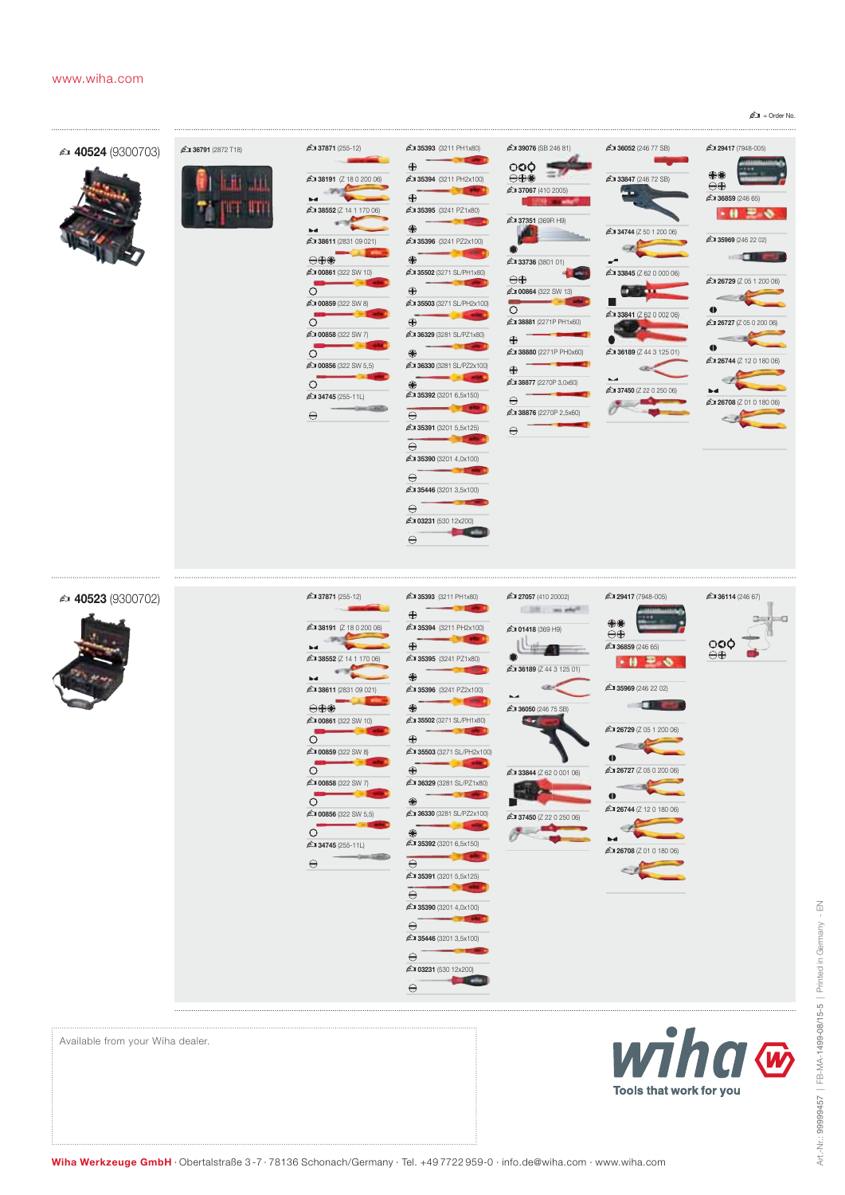www.wiha.com

✍ = Order No.

## ✍ 40524 (9300703)

✍ 36791 (2872 T18)

✍ 37871 (255-12)
✍ 38191 (Z 18 0 200 06)
✍ 38552 (Z 14 1 170 06)
✍ 38611 (2831 09 021)
✍ 00861 (322 SW 10)
✍ 00859 (322 SW 8)
✍ 00858 (322 SW 7)
✍ 00856 (322 SW 5,5)
✍ 34745 (255-11L)

✍ 35393 (3211 PH1x80)
✍ 35394 (3211 PH2x100)
✍ 35395 (3241 PZ1x80)
✍ 35396 (3241 PZ2x100)
✍ 35502 (3271 SL/PH1x80)
✍ 35503 (3271 SL/PH2x100)
✍ 36329 (3281 SL/PZ1x80)
✍ 36330 (3281 SL/PZ2x100)
✍ 35392 (3201 6,5x150)
✍ 35391 (3201 5,5x125)
✍ 35390 (3201 4,0x100)
✍ 35446 (3201 3,5x100)
✍ 03231 (530 12x200)

✍ 39076 (SB 246 81)
✍ 37067 (410 2005)
✍ 37351 (369R H9)
✍ 33736 (3801 01)
✍ 00864 (322 SW 13)
✍ 38881 (2271P PH1x60)
✍ 38880 (2271P PH0x60)
✍ 38877 (2270P 3,0x60)
✍ 38876 (2270P 2,5x60)

✍ 36052 (246 77 SB)
✍ 33847 (246 72 SB)
✍ 34744 (Z 50 1 200 06)
✍ 33845 (Z 62 0 000 06)
✍ 33841 (Z 62 0 002 06)
✍ 36189 (Z 44 3 125 01)
✍ 37450 (Z 22 0 250 06)

✍ 29417 (7948-005)
✍ 36859 (246 65)
✍ 35969 (246 22 02)
✍ 26729 (Z 05 1 200 06)
✍ 26727 (Z 05 0 200 06)
✍ 26744 (Z 12 0 180 06)
✍ 26708 (Z 01 0 180 06)

## ✍ 40523 (9300702)

✍ 37871 (255-12)
✍ 38191 (Z 18 0 200 06)
✍ 38552 (Z 14 1 170 06)
✍ 38611 (2831 09 021)
✍ 00861 (322 SW 10)
✍ 00859 (322 SW 8)
✍ 00858 (322 SW 7)
✍ 00856 (322 SW 5,5)
✍ 34745 (255-11L)

✍ 35393 (3211 PH1x80)
✍ 35394 (3211 PH2x100)
✍ 35395 (3241 PZ1x80)
✍ 35396 (3241 PZ2x100)
✍ 35502 (3271 SL/PH1x80)
✍ 35503 (3271 SL/PH2x100)
✍ 36329 (3281 SL/PZ1x80)
✍ 36330 (3281 SL/PZ2x100)
✍ 35392 (3201 6,5x150)
✍ 35391 (3201 5,5x125)
✍ 35390 (3201 4,0x100)
✍ 35446 (3201 3,5x100)
✍ 03231 (530 12x200)

✍ 27057 (410 20002)
✍ 01418 (369 H9)
✍ 36189 (Z 44 3 125 01)
✍ 36050 (246 75 SB)
✍ 33844 (Z 62 0 001 06)
✍ 37450 (Z 22 0 250 06)

✍ 29417 (7948-005)
✍ 36859 (246 65)
✍ 35969 (246 22 02)
✍ 26729 (Z 05 1 200 06)
✍ 26727 (Z 05 0 200 06)
✍ 26744 (Z 12 0 180 06)
✍ 26708 (Z 01 0 180 06)

✍ 36114 (246 67)

Available from your Wiha dealer.

wiha
Tools that work for you

Art.-Nr.: 99999457 | FB-MA-1499-08/15-5 | Printed in Germany · EN

**Wiha Werkzeuge GmbH** · Obertalstraße 3 -7 · 78136 Schonach/Germany · Tel. +49 7722 959-0 · info.de@wiha.com · www.wiha.com